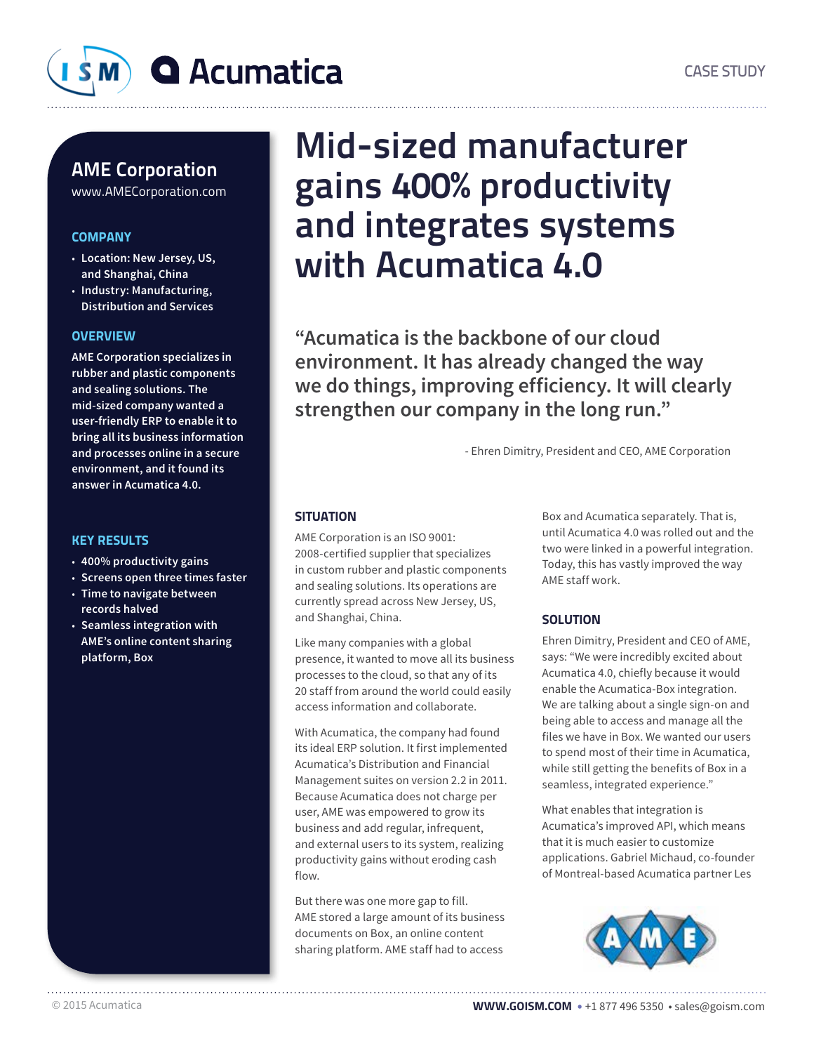CASE STUDY

# Mid-sized manufacturer gains 400% productivity and integrates systems with Acumatica 4.0

## AME Corporation

www.AMECorporation.com

### COMPANY

- Location: New Jersey, US, and Shanghai, China
- Industry: Manufacturing, Distribution and Services

### OVERVIEW

AME Corporation specializes in rubber and plastic components and sealing solutions. The mid-sized company wanted a user-friendly ERP to enable it to bring all its business information and processes online in a secure environment, and it found its answer in Acumatica 4.0.

### KEY RESULTS

- 400% productivity gains
- Screens open three times faster
- Time to navigate between records halved
- Seamless integration with AME's online content sharing platform, Box

> "Acumatica is the backbone of our cloud environment. It has already changed the way we do things, improving efficiency. It will clearly strengthen our company in the long run."
>
> \- Ehren Dimitry, President and CEO, AME Corporation

### SITUATION

AME Corporation is an ISO 9001: 2008-certified supplier that specializes in custom rubber and plastic components and sealing solutions. Its operations are currently spread across New Jersey, US, and Shanghai, China.

Like many companies with a global presence, it wanted to move all its business processes to the cloud, so that any of its 20 staff from around the world could easily access information and collaborate.

With Acumatica, the company had found its ideal ERP solution. It first implemented Acumatica's Distribution and Financial Management suites on version 2.2 in 2011. Because Acumatica does not charge per user, AME was empowered to grow its business and add regular, infrequent, and external users to its system, realizing productivity gains without eroding cash flow.

But there was one more gap to fill. AME stored a large amount of its business documents on Box, an online content sharing platform. AME staff had to access Box and Acumatica separately. That is, until Acumatica 4.0 was rolled out and the two were linked in a powerful integration. Today, this has vastly improved the way AME staff work.

### SOLUTION

Ehren Dimitry, President and CEO of AME, says: "We were incredibly excited about Acumatica 4.0, chiefly because it would enable the Acumatica-Box integration. We are talking about a single sign-on and being able to access and manage all the files we have in Box. We wanted our users to spend most of their time in Acumatica, while still getting the benefits of Box in a seamless, integrated experience."

What enables that integration is Acumatica's improved API, which means that it is much easier to customize applications. Gabriel Michaud, co-founder of Montreal-based Acumatica partner Les

© 2015 Acumatica

**WWW.GOISM.COM** • +1 877 496 5350 • sales@goism.com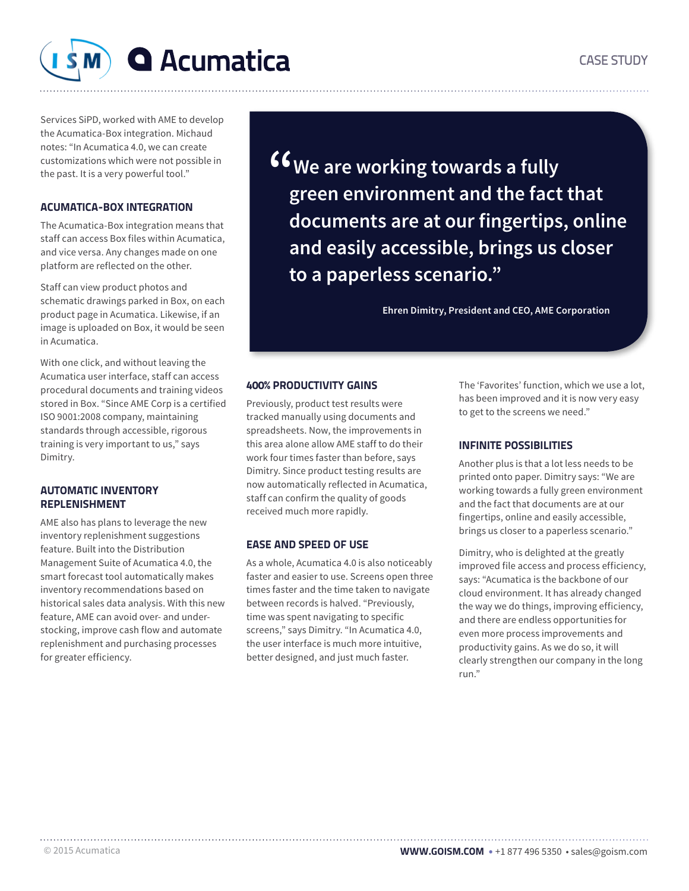Services SiPD, worked with AME to develop the Acumatica-Box integration. Michaud notes: "In Acumatica 4.0, we can create customizations which were not possible in the past. It is a very powerful tool."

## ACUMATICA-BOX INTEGRATION

The Acumatica-Box integration means that staff can access Box files within Acumatica, and vice versa. Any changes made on one platform are reflected on the other.

Staff can view product photos and schematic drawings parked in Box, on each product page in Acumatica. Likewise, if an image is uploaded on Box, it would be seen in Acumatica.

With one click, and without leaving the Acumatica user interface, staff can access procedural documents and training videos stored in Box. "Since AME Corp is a certified ISO 9001:2008 company, maintaining standards through accessible, rigorous training is very important to us," says Dimitry.

## AUTOMATIC INVENTORY REPLENISHMENT

AME also has plans to leverage the new inventory replenishment suggestions feature. Built into the Distribution Management Suite of Acumatica 4.0, the smart forecast tool automatically makes inventory recommendations based on historical sales data analysis. With this new feature, AME can avoid over- and under-stocking, improve cash flow and automate replenishment and purchasing processes for greater efficiency.

> "We are working towards a fully green environment and the fact that documents are at our fingertips, online and easily accessible, brings us closer to a paperless scenario."
>
> **Ehren Dimitry, President and CEO, AME Corporation**

## 400% PRODUCTIVITY GAINS

Previously, product test results were tracked manually using documents and spreadsheets. Now, the improvements in this area alone allow AME staff to do their work four times faster than before, says Dimitry. Since product testing results are now automatically reflected in Acumatica, staff can confirm the quality of goods received much more rapidly.

## EASE AND SPEED OF USE

As a whole, Acumatica 4.0 is also noticeably faster and easier to use. Screens open three times faster and the time taken to navigate between records is halved. "Previously, time was spent navigating to specific screens," says Dimitry. "In Acumatica 4.0, the user interface is much more intuitive, better designed, and just much faster. The 'Favorites' function, which we use a lot, has been improved and it is now very easy to get to the screens we need."

## INFINITE POSSIBILITIES

Another plus is that a lot less needs to be printed onto paper. Dimitry says: "We are working towards a fully green environment and the fact that documents are at our fingertips, online and easily accessible, brings us closer to a paperless scenario."

Dimitry, who is delighted at the greatly improved file access and process efficiency, says: "Acumatica is the backbone of our cloud environment. It has already changed the way we do things, improving efficiency, and there are endless opportunities for even more process improvements and productivity gains. As we do so, it will clearly strengthen our company in the long run."

© 2015 Acumatica

**WWW.GOISM.COM** • +1 877 496 5350 • sales@goism.com